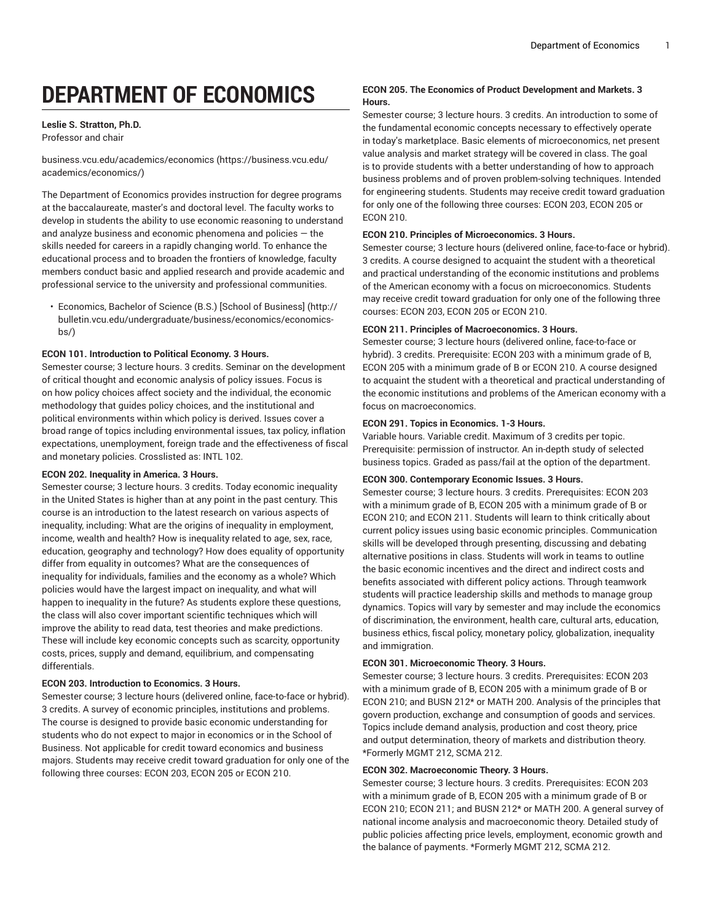# DEPARTMENT OF ECONOMICS

**Leslie S. Stratton, Ph.D.**
Professor and chair

business.vcu.edu/academics/economics (https://business.vcu.edu/academics/economics/)

The Department of Economics provides instruction for degree programs at the baccalaureate, master's and doctoral level. The faculty works to develop in students the ability to use economic reasoning to understand and analyze business and economic phenomena and policies — the skills needed for careers in a rapidly changing world. To enhance the educational process and to broaden the frontiers of knowledge, faculty members conduct basic and applied research and provide academic and professional service to the university and professional communities.

- Economics, Bachelor of Science (B.S.) [School of Business] (http://bulletin.vcu.edu/undergraduate/business/economics/economics-bs/)

**ECON 101. Introduction to Political Economy. 3 Hours.**
Semester course; 3 lecture hours. 3 credits. Seminar on the development of critical thought and economic analysis of policy issues. Focus is on how policy choices affect society and the individual, the economic methodology that guides policy choices, and the institutional and political environments within which policy is derived. Issues cover a broad range of topics including environmental issues, tax policy, inflation expectations, unemployment, foreign trade and the effectiveness of fiscal and monetary policies. Crosslisted as: INTL 102.

**ECON 202. Inequality in America. 3 Hours.**
Semester course; 3 lecture hours. 3 credits. Today economic inequality in the United States is higher than at any point in the past century. This course is an introduction to the latest research on various aspects of inequality, including: What are the origins of inequality in employment, income, wealth and health? How is inequality related to age, sex, race, education, geography and technology? How does equality of opportunity differ from equality in outcomes? What are the consequences of inequality for individuals, families and the economy as a whole? Which policies would have the largest impact on inequality, and what will happen to inequality in the future? As students explore these questions, the class will also cover important scientific techniques which will improve the ability to read data, test theories and make predictions. These will include key economic concepts such as scarcity, opportunity costs, prices, supply and demand, equilibrium, and compensating differentials.

**ECON 203. Introduction to Economics. 3 Hours.**
Semester course; 3 lecture hours (delivered online, face-to-face or hybrid). 3 credits. A survey of economic principles, institutions and problems. The course is designed to provide basic economic understanding for students who do not expect to major in economics or in the School of Business. Not applicable for credit toward economics and business majors. Students may receive credit toward graduation for only one of the following three courses: ECON 203, ECON 205 or ECON 210.

**ECON 205. The Economics of Product Development and Markets. 3 Hours.**
Semester course; 3 lecture hours. 3 credits. An introduction to some of the fundamental economic concepts necessary to effectively operate in today's marketplace. Basic elements of microeconomics, net present value analysis and market strategy will be covered in class. The goal is to provide students with a better understanding of how to approach business problems and of proven problem-solving techniques. Intended for engineering students. Students may receive credit toward graduation for only one of the following three courses: ECON 203, ECON 205 or ECON 210.

**ECON 210. Principles of Microeconomics. 3 Hours.**
Semester course; 3 lecture hours (delivered online, face-to-face or hybrid). 3 credits. A course designed to acquaint the student with a theoretical and practical understanding of the economic institutions and problems of the American economy with a focus on microeconomics. Students may receive credit toward graduation for only one of the following three courses: ECON 203, ECON 205 or ECON 210.

**ECON 211. Principles of Macroeconomics. 3 Hours.**
Semester course; 3 lecture hours (delivered online, face-to-face or hybrid). 3 credits. Prerequisite: ECON 203 with a minimum grade of B, ECON 205 with a minimum grade of B or ECON 210. A course designed to acquaint the student with a theoretical and practical understanding of the economic institutions and problems of the American economy with a focus on macroeconomics.

**ECON 291. Topics in Economics. 1-3 Hours.**
Variable hours. Variable credit. Maximum of 3 credits per topic. Prerequisite: permission of instructor. An in-depth study of selected business topics. Graded as pass/fail at the option of the department.

**ECON 300. Contemporary Economic Issues. 3 Hours.**
Semester course; 3 lecture hours. 3 credits. Prerequisites: ECON 203 with a minimum grade of B, ECON 205 with a minimum grade of B or ECON 210; and ECON 211. Students will learn to think critically about current policy issues using basic economic principles. Communication skills will be developed through presenting, discussing and debating alternative positions in class. Students will work in teams to outline the basic economic incentives and the direct and indirect costs and benefits associated with different policy actions. Through teamwork students will practice leadership skills and methods to manage group dynamics. Topics will vary by semester and may include the economics of discrimination, the environment, health care, cultural arts, education, business ethics, fiscal policy, monetary policy, globalization, inequality and immigration.

**ECON 301. Microeconomic Theory. 3 Hours.**
Semester course; 3 lecture hours. 3 credits. Prerequisites: ECON 203 with a minimum grade of B, ECON 205 with a minimum grade of B or ECON 210; and BUSN 212* or MATH 200. Analysis of the principles that govern production, exchange and consumption of goods and services. Topics include demand analysis, production and cost theory, price and output determination, theory of markets and distribution theory. *Formerly MGMT 212, SCMA 212.

**ECON 302. Macroeconomic Theory. 3 Hours.**
Semester course; 3 lecture hours. 3 credits. Prerequisites: ECON 203 with a minimum grade of B, ECON 205 with a minimum grade of B or ECON 210; ECON 211; and BUSN 212* or MATH 200. A general survey of national income analysis and macroeconomic theory. Detailed study of public policies affecting price levels, employment, economic growth and the balance of payments. *Formerly MGMT 212, SCMA 212.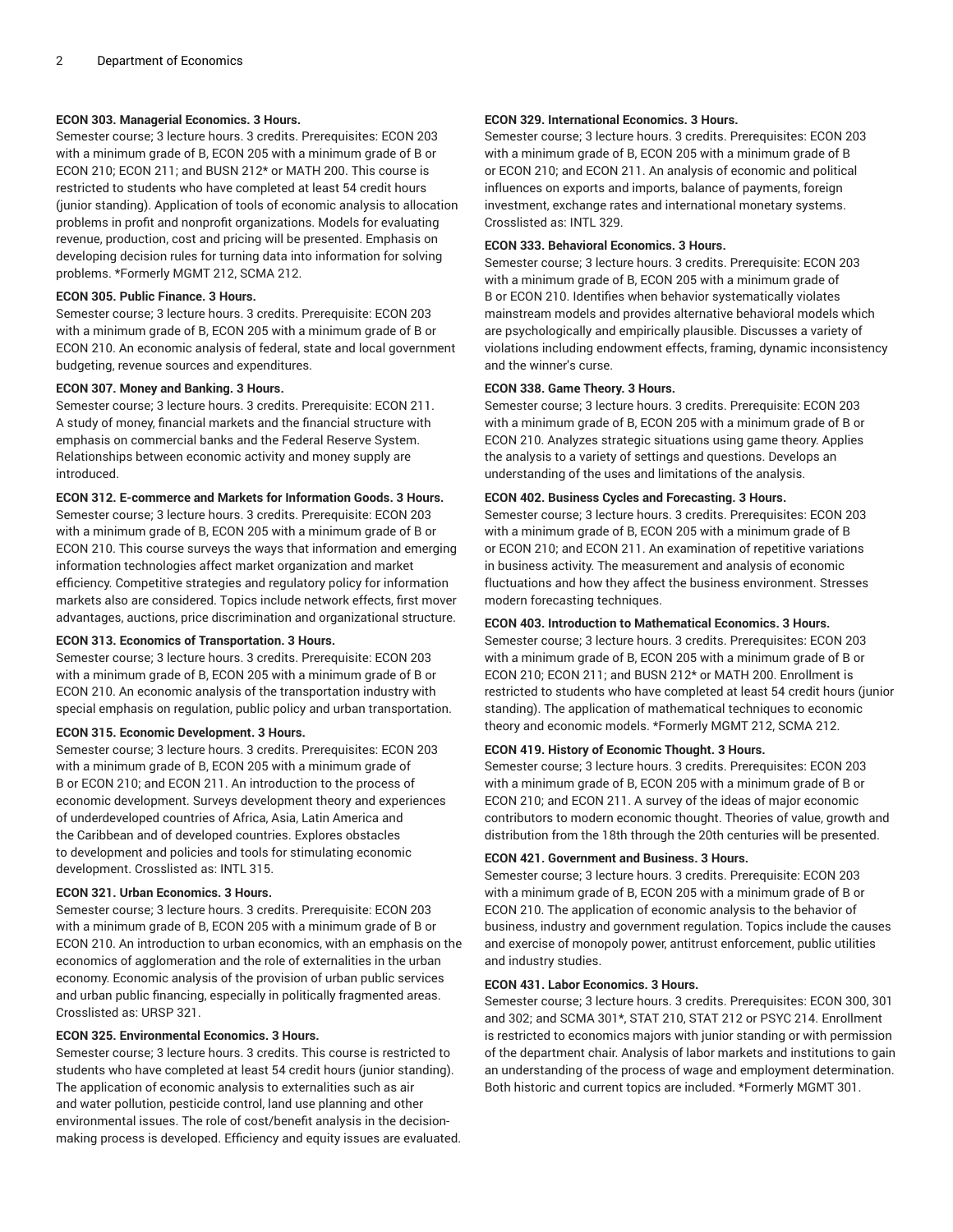**ECON 303. Managerial Economics. 3 Hours.**

Semester course; 3 lecture hours. 3 credits. Prerequisites: ECON 203 with a minimum grade of B, ECON 205 with a minimum grade of B or ECON 210; ECON 211; and BUSN 212* or MATH 200. This course is restricted to students who have completed at least 54 credit hours (junior standing). Application of tools of economic analysis to allocation problems in profit and nonprofit organizations. Models for evaluating revenue, production, cost and pricing will be presented. Emphasis on developing decision rules for turning data into information for solving problems. *Formerly MGMT 212, SCMA 212.

**ECON 305. Public Finance. 3 Hours.**

Semester course; 3 lecture hours. 3 credits. Prerequisite: ECON 203 with a minimum grade of B, ECON 205 with a minimum grade of B or ECON 210. An economic analysis of federal, state and local government budgeting, revenue sources and expenditures.

**ECON 307. Money and Banking. 3 Hours.**

Semester course; 3 lecture hours. 3 credits. Prerequisite: ECON 211. A study of money, financial markets and the financial structure with emphasis on commercial banks and the Federal Reserve System. Relationships between economic activity and money supply are introduced.

**ECON 312. E-commerce and Markets for Information Goods. 3 Hours.**

Semester course; 3 lecture hours. 3 credits. Prerequisite: ECON 203 with a minimum grade of B, ECON 205 with a minimum grade of B or ECON 210. This course surveys the ways that information and emerging information technologies affect market organization and market efficiency. Competitive strategies and regulatory policy for information markets also are considered. Topics include network effects, first mover advantages, auctions, price discrimination and organizational structure.

**ECON 313. Economics of Transportation. 3 Hours.**

Semester course; 3 lecture hours. 3 credits. Prerequisite: ECON 203 with a minimum grade of B, ECON 205 with a minimum grade of B or ECON 210. An economic analysis of the transportation industry with special emphasis on regulation, public policy and urban transportation.

**ECON 315. Economic Development. 3 Hours.**

Semester course; 3 lecture hours. 3 credits. Prerequisites: ECON 203 with a minimum grade of B, ECON 205 with a minimum grade of B or ECON 210; and ECON 211. An introduction to the process of economic development. Surveys development theory and experiences of underdeveloped countries of Africa, Asia, Latin America and the Caribbean and of developed countries. Explores obstacles to development and policies and tools for stimulating economic development. Crosslisted as: INTL 315.

**ECON 321. Urban Economics. 3 Hours.**

Semester course; 3 lecture hours. 3 credits. Prerequisite: ECON 203 with a minimum grade of B, ECON 205 with a minimum grade of B or ECON 210. An introduction to urban economics, with an emphasis on the economics of agglomeration and the role of externalities in the urban economy. Economic analysis of the provision of urban public services and urban public financing, especially in politically fragmented areas. Crosslisted as: URSP 321.

**ECON 325. Environmental Economics. 3 Hours.**

Semester course; 3 lecture hours. 3 credits. This course is restricted to students who have completed at least 54 credit hours (junior standing). The application of economic analysis to externalities such as air and water pollution, pesticide control, land use planning and other environmental issues. The role of cost/benefit analysis in the decision-making process is developed. Efficiency and equity issues are evaluated.

**ECON 329. International Economics. 3 Hours.**

Semester course; 3 lecture hours. 3 credits. Prerequisites: ECON 203 with a minimum grade of B, ECON 205 with a minimum grade of B or ECON 210; and ECON 211. An analysis of economic and political influences on exports and imports, balance of payments, foreign investment, exchange rates and international monetary systems. Crosslisted as: INTL 329.

**ECON 333. Behavioral Economics. 3 Hours.**

Semester course; 3 lecture hours. 3 credits. Prerequisite: ECON 203 with a minimum grade of B, ECON 205 with a minimum grade of B or ECON 210. Identifies when behavior systematically violates mainstream models and provides alternative behavioral models which are psychologically and empirically plausible. Discusses a variety of violations including endowment effects, framing, dynamic inconsistency and the winner's curse.

**ECON 338. Game Theory. 3 Hours.**

Semester course; 3 lecture hours. 3 credits. Prerequisite: ECON 203 with a minimum grade of B, ECON 205 with a minimum grade of B or ECON 210. Analyzes strategic situations using game theory. Applies the analysis to a variety of settings and questions. Develops an understanding of the uses and limitations of the analysis.

**ECON 402. Business Cycles and Forecasting. 3 Hours.**

Semester course; 3 lecture hours. 3 credits. Prerequisites: ECON 203 with a minimum grade of B, ECON 205 with a minimum grade of B or ECON 210; and ECON 211. An examination of repetitive variations in business activity. The measurement and analysis of economic fluctuations and how they affect the business environment. Stresses modern forecasting techniques.

**ECON 403. Introduction to Mathematical Economics. 3 Hours.**

Semester course; 3 lecture hours. 3 credits. Prerequisites: ECON 203 with a minimum grade of B, ECON 205 with a minimum grade of B or ECON 210; ECON 211; and BUSN 212* or MATH 200. Enrollment is restricted to students who have completed at least 54 credit hours (junior standing). The application of mathematical techniques to economic theory and economic models. *Formerly MGMT 212, SCMA 212.

**ECON 419. History of Economic Thought. 3 Hours.**

Semester course; 3 lecture hours. 3 credits. Prerequisites: ECON 203 with a minimum grade of B, ECON 205 with a minimum grade of B or ECON 210; and ECON 211. A survey of the ideas of major economic contributors to modern economic thought. Theories of value, growth and distribution from the 18th through the 20th centuries will be presented.

**ECON 421. Government and Business. 3 Hours.**

Semester course; 3 lecture hours. 3 credits. Prerequisite: ECON 203 with a minimum grade of B, ECON 205 with a minimum grade of B or ECON 210. The application of economic analysis to the behavior of business, industry and government regulation. Topics include the causes and exercise of monopoly power, antitrust enforcement, public utilities and industry studies.

**ECON 431. Labor Economics. 3 Hours.**

Semester course; 3 lecture hours. 3 credits. Prerequisites: ECON 300, 301 and 302; and SCMA 301*, STAT 210, STAT 212 or PSYC 214. Enrollment is restricted to economics majors with junior standing or with permission of the department chair. Analysis of labor markets and institutions to gain an understanding of the process of wage and employment determination. Both historic and current topics are included. *Formerly MGMT 301.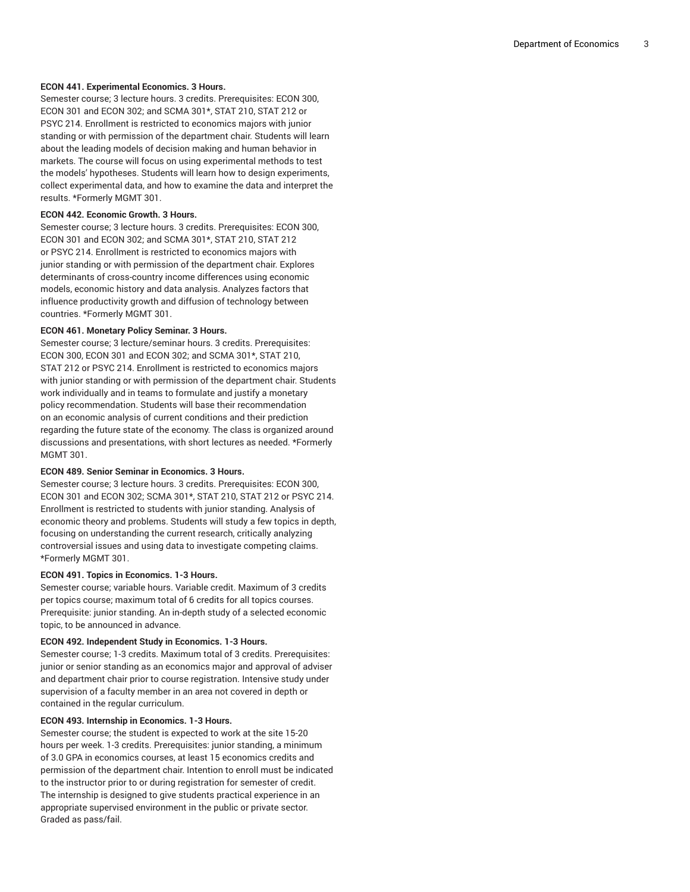**ECON 441. Experimental Economics. 3 Hours.**

Semester course; 3 lecture hours. 3 credits. Prerequisites: ECON 300, ECON 301 and ECON 302; and SCMA 301*, STAT 210, STAT 212 or PSYC 214. Enrollment is restricted to economics majors with junior standing or with permission of the department chair. Students will learn about the leading models of decision making and human behavior in markets. The course will focus on using experimental methods to test the models' hypotheses. Students will learn how to design experiments, collect experimental data, and how to examine the data and interpret the results. *Formerly MGMT 301.

**ECON 442. Economic Growth. 3 Hours.**

Semester course; 3 lecture hours. 3 credits. Prerequisites: ECON 300, ECON 301 and ECON 302; and SCMA 301*, STAT 210, STAT 212 or PSYC 214. Enrollment is restricted to economics majors with junior standing or with permission of the department chair. Explores determinants of cross-country income differences using economic models, economic history and data analysis. Analyzes factors that influence productivity growth and diffusion of technology between countries. *Formerly MGMT 301.

**ECON 461. Monetary Policy Seminar. 3 Hours.**

Semester course; 3 lecture/seminar hours. 3 credits. Prerequisites: ECON 300, ECON 301 and ECON 302; and SCMA 301*, STAT 210, STAT 212 or PSYC 214. Enrollment is restricted to economics majors with junior standing or with permission of the department chair. Students work individually and in teams to formulate and justify a monetary policy recommendation. Students will base their recommendation on an economic analysis of current conditions and their prediction regarding the future state of the economy. The class is organized around discussions and presentations, with short lectures as needed. *Formerly MGMT 301.

**ECON 489. Senior Seminar in Economics. 3 Hours.**

Semester course; 3 lecture hours. 3 credits. Prerequisites: ECON 300, ECON 301 and ECON 302; SCMA 301*, STAT 210, STAT 212 or PSYC 214. Enrollment is restricted to students with junior standing. Analysis of economic theory and problems. Students will study a few topics in depth, focusing on understanding the current research, critically analyzing controversial issues and using data to investigate competing claims. *Formerly MGMT 301.

**ECON 491. Topics in Economics. 1-3 Hours.**

Semester course; variable hours. Variable credit. Maximum of 3 credits per topics course; maximum total of 6 credits for all topics courses. Prerequisite: junior standing. An in-depth study of a selected economic topic, to be announced in advance.

**ECON 492. Independent Study in Economics. 1-3 Hours.**

Semester course; 1-3 credits. Maximum total of 3 credits. Prerequisites: junior or senior standing as an economics major and approval of adviser and department chair prior to course registration. Intensive study under supervision of a faculty member in an area not covered in depth or contained in the regular curriculum.

**ECON 493. Internship in Economics. 1-3 Hours.**

Semester course; the student is expected to work at the site 15-20 hours per week. 1-3 credits. Prerequisites: junior standing, a minimum of 3.0 GPA in economics courses, at least 15 economics credits and permission of the department chair. Intention to enroll must be indicated to the instructor prior to or during registration for semester of credit. The internship is designed to give students practical experience in an appropriate supervised environment in the public or private sector. Graded as pass/fail.